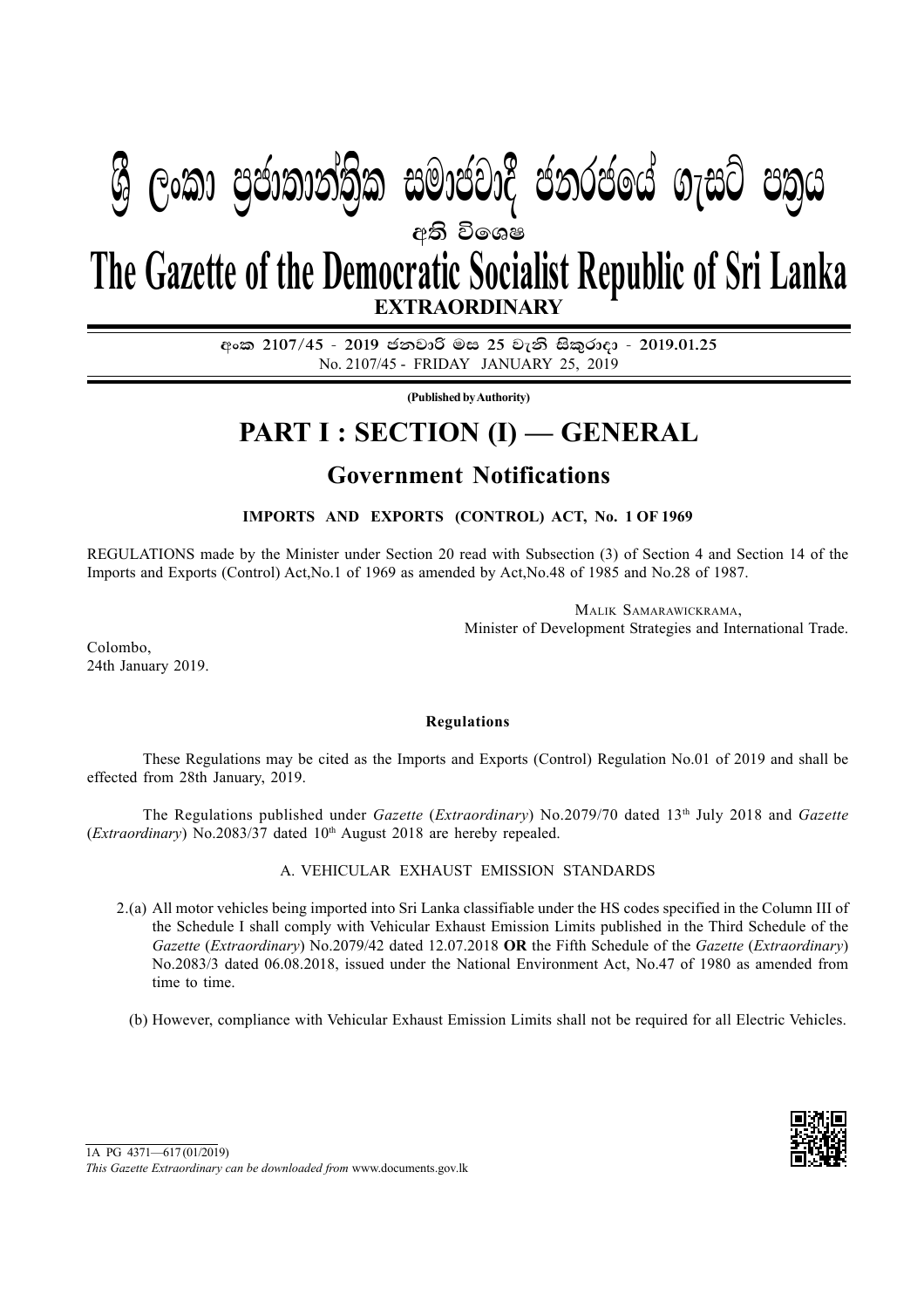# ශ්‍රී ලංකා ප්‍රජාතාන්ත්‍රික සමාජවාදී ජනරජයේ ගැසට් පත්‍රය

**අති විශෙෂ**

# The Gazette of the Democratic Socialist Republic of Sri Lanka

**EXTRAORDINARY**

**අංක 2107/45 - 2019 ජනවාරි මස 25 වැනි සිකුරාදා - 2019.01.25**
No. 2107/45 - FRIDAY JANUARY 25, 2019

**(Published by Authority)**

## PART I : SECTION (I) — GENERAL

## Government Notifications

**IMPORTS AND EXPORTS (CONTROL) ACT, No. 1 OF 1969**

REGULATIONS made by the Minister under Section 20 read with Subsection (3) of Section 4 and Section 14 of the Imports and Exports (Control) Act,No.1 of 1969 as amended by Act,No.48 of 1985 and No.28 of 1987.

MALIK SAMARAWICKRAMA,
Minister of Development Strategies and International Trade.

Colombo,
24th January 2019.

**Regulations**

These Regulations may be cited as the Imports and Exports (Control) Regulation No.01 of 2019 and shall be effected from 28th January, 2019.

The Regulations published under *Gazette* (*Extraordinary*) No.2079/70 dated 13th July 2018 and *Gazette* (*Extraordinary*) No.2083/37 dated 10th August 2018 are hereby repealed.

A. VEHICULAR EXHAUST EMISSION STANDARDS

2.(a) All motor vehicles being imported into Sri Lanka classifiable under the HS codes specified in the Column III of the Schedule I shall comply with Vehicular Exhaust Emission Limits published in the Third Schedule of the *Gazette* (*Extraordinary*) No.2079/42 dated 12.07.2018 **OR** the Fifth Schedule of the *Gazette* (*Extraordinary*) No.2083/3 dated 06.08.2018, issued under the National Environment Act, No.47 of 1980 as amended from time to time.

(b) However, compliance with Vehicular Exhaust Emission Limits shall not be required for all Electric Vehicles.

1A PG 4371—617 (01/2019)

*This Gazette Extraordinary can be downloaded from* www.documents.gov.lk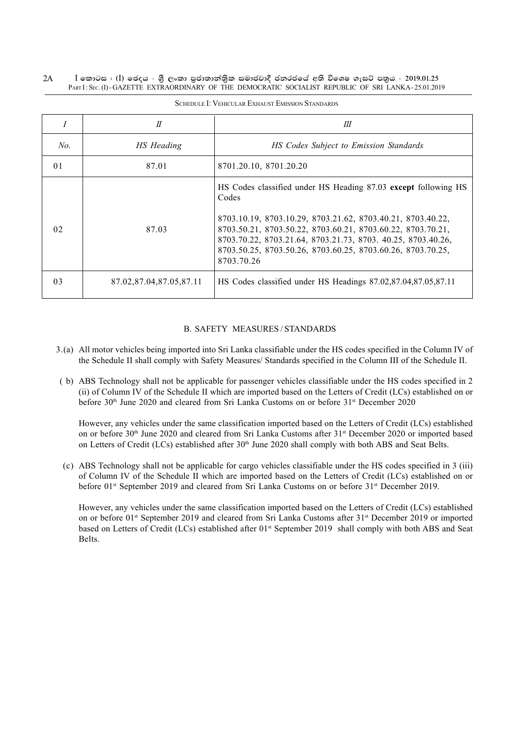Schedule I: Vehicular Exhaust Emission Standards

| *I* | *II* | *III* |
|---|---|---|
| *No.* | *HS Heading* | *HS Codes Subject to Emission Standards* |
| 01 | 87.01 | 8701.20.10, 8701.20.20 |
| 02 | 87.03 | HS Codes classified under HS Heading 87.03 **except** following HS Codes<br><br>8703.10.19, 8703.10.29, 8703.21.62, 8703.40.21, 8703.40.22, 8703.50.21, 8703.50.22, 8703.60.21, 8703.60.22, 8703.70.21, 8703.70.22, 8703.21.64, 8703.21.73, 8703. 40.25, 8703.40.26, 8703.50.25, 8703.50.26, 8703.60.25, 8703.60.26, 8703.70.25, 8703.70.26 |
| 03 | 87.02,87.04,87.05,87.11 | HS Codes classified under HS Headings 87.02,87.04,87.05,87.11 |

## B. SAFETY MEASURES / STANDARDS

3.(a) All motor vehicles being imported into Sri Lanka classifiable under the HS codes specified in the Column IV of the Schedule II shall comply with Safety Measures/ Standards specified in the Column III of the Schedule II.

( b) ABS Technology shall not be applicable for passenger vehicles classifiable under the HS codes specified in 2 (ii) of Column IV of the Schedule II which are imported based on the Letters of Credit (LCs) established on or before 30th June 2020 and cleared from Sri Lanka Customs on or before 31st December 2020

However, any vehicles under the same classification imported based on the Letters of Credit (LCs) established on or before 30th June 2020 and cleared from Sri Lanka Customs after 31st December 2020 or imported based on Letters of Credit (LCs) established after 30th June 2020 shall comply with both ABS and Seat Belts.

(c) ABS Technology shall not be applicable for cargo vehicles classifiable under the HS codes specified in 3 (iii) of Column IV of the Schedule II which are imported based on the Letters of Credit (LCs) established on or before 01st September 2019 and cleared from Sri Lanka Customs on or before 31st December 2019.

However, any vehicles under the same classification imported based on the Letters of Credit (LCs) established on or before 01st September 2019 and cleared from Sri Lanka Customs after 31st December 2019 or imported based on Letters of Credit (LCs) established after 01st September 2019 shall comply with both ABS and Seat Belts.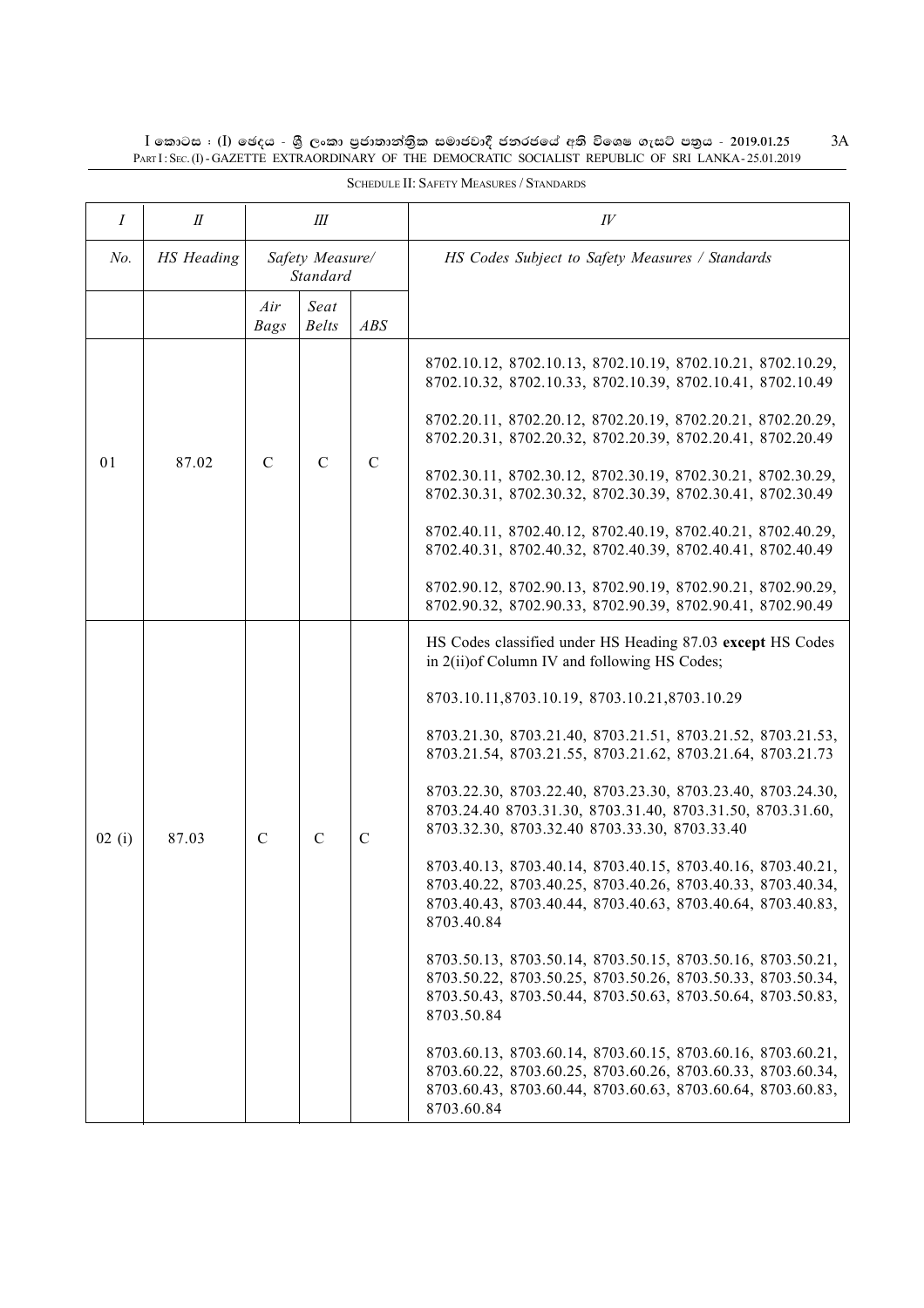SCHEDULE II: SAFETY MEASURES / STANDARDS

| I | II | III | | | IV |
|---|---|---|---|---|---|
| No. | HS Heading | Safety Measure/ Standard | | | HS Codes Subject to Safety Measures / Standards |
| | | Air Bags | Seat Belts | ABS | |
| 01 | 87.02 | C | C | C | 8702.10.12, 8702.10.13, 8702.10.19, 8702.10.21, 8702.10.29, 8702.10.32, 8702.10.33, 8702.10.39, 8702.10.41, 8702.10.49<br><br>8702.20.11, 8702.20.12, 8702.20.19, 8702.20.21, 8702.20.29, 8702.20.31, 8702.20.32, 8702.20.39, 8702.20.41, 8702.20.49<br><br>8702.30.11, 8702.30.12, 8702.30.19, 8702.30.21, 8702.30.29, 8702.30.31, 8702.30.32, 8702.30.39, 8702.30.41, 8702.30.49<br><br>8702.40.11, 8702.40.12, 8702.40.19, 8702.40.21, 8702.40.29, 8702.40.31, 8702.40.32, 8702.40.39, 8702.40.41, 8702.40.49<br><br>8702.90.12, 8702.90.13, 8702.90.19, 8702.90.21, 8702.90.29, 8702.90.32, 8702.90.33, 8702.90.39, 8702.90.41, 8702.90.49 |
| 02 (i) | 87.03 | C | C | C | HS Codes classified under HS Heading 87.03 **except** HS Codes in 2(ii)of Column IV and following HS Codes;<br><br>8703.10.11,8703.10.19, 8703.10.21,8703.10.29<br><br>8703.21.30, 8703.21.40, 8703.21.51, 8703.21.52, 8703.21.53, 8703.21.54, 8703.21.55, 8703.21.62, 8703.21.64, 8703.21.73<br><br>8703.22.30, 8703.22.40, 8703.23.30, 8703.23.40, 8703.24.30, 8703.24.40 8703.31.30, 8703.31.40, 8703.31.50, 8703.31.60, 8703.32.30, 8703.32.40 8703.33.30, 8703.33.40<br><br>8703.40.13, 8703.40.14, 8703.40.15, 8703.40.16, 8703.40.21, 8703.40.22, 8703.40.25, 8703.40.26, 8703.40.33, 8703.40.34, 8703.40.43, 8703.40.44, 8703.40.63, 8703.40.64, 8703.40.83, 8703.40.84<br><br>8703.50.13, 8703.50.14, 8703.50.15, 8703.50.16, 8703.50.21, 8703.50.22, 8703.50.25, 8703.50.26, 8703.50.33, 8703.50.34, 8703.50.43, 8703.50.44, 8703.50.63, 8703.50.64, 8703.50.83, 8703.50.84<br><br>8703.60.13, 8703.60.14, 8703.60.15, 8703.60.16, 8703.60.21, 8703.60.22, 8703.60.25, 8703.60.26, 8703.60.33, 8703.60.34, 8703.60.43, 8703.60.44, 8703.60.63, 8703.60.64, 8703.60.83, 8703.60.84 |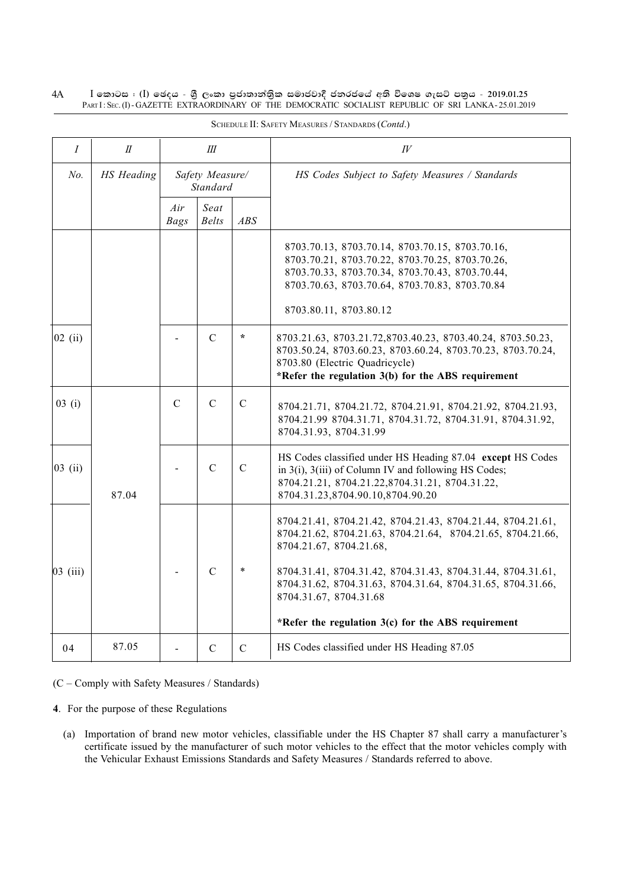SCHEDULE II: SAFETY MEASURES / STANDARDS (*Contd*.)

| *I* | *II* | *III* | | | *IV* |
|---|---|---|---|---|---|
| *No.* | *HS Heading* | *Safety Measure/ Standard* | | | *HS Codes Subject to Safety Measures / Standards* |
| | | *Air Bags* | *Seat Belts* | *ABS* | |
| | | | | | 8703.70.13, 8703.70.14, 8703.70.15, 8703.70.16, 8703.70.21, 8703.70.22, 8703.70.25, 8703.70.26, 8703.70.33, 8703.70.34, 8703.70.43, 8703.70.44, 8703.70.63, 8703.70.64, 8703.70.83, 8703.70.84<br><br>8703.80.11, 8703.80.12 |
| 02 (ii) | | - | C | * | 8703.21.63, 8703.21.72,8703.40.23, 8703.40.24, 8703.50.23, 8703.50.24, 8703.60.23, 8703.60.24, 8703.70.23, 8703.70.24, 8703.80 (Electric Quadricycle)<br>**\*Refer the regulation 3(b) for the ABS requirement** |
| 03 (i) | | C | C | C | 8704.21.71, 8704.21.72, 8704.21.91, 8704.21.92, 8704.21.93, 8704.21.99 8704.31.71, 8704.31.72, 8704.31.91, 8704.31.92, 8704.31.93, 8704.31.99 |
| 03 (ii) | 87.04 | - | C | C | HS Codes classified under HS Heading 87.04 **except** HS Codes in 3(i), 3(iii) of Column IV and following HS Codes; 8704.21.21, 8704.21.22,8704.31.21, 8704.31.22, 8704.31.23,8704.90.10,8704.90.20 |
| 03 (iii) | | - | C | * | 8704.21.41, 8704.21.42, 8704.21.43, 8704.21.44, 8704.21.61, 8704.21.62, 8704.21.63, 8704.21.64, 8704.21.65, 8704.21.66, 8704.21.67, 8704.21.68,<br><br>8704.31.41, 8704.31.42, 8704.31.43, 8704.31.44, 8704.31.61, 8704.31.62, 8704.31.63, 8704.31.64, 8704.31.65, 8704.31.66, 8704.31.67, 8704.31.68<br><br>**\*Refer the regulation 3(c) for the ABS requirement** |
| 04 | 87.05 | - | C | C | HS Codes classified under HS Heading 87.05 |

(C – Comply with Safety Measures / Standards)

**4**. For the purpose of these Regulations

(a) Importation of brand new motor vehicles, classifiable under the HS Chapter 87 shall carry a manufacturer's certificate issued by the manufacturer of such motor vehicles to the effect that the motor vehicles comply with the Vehicular Exhaust Emissions Standards and Safety Measures / Standards referred to above.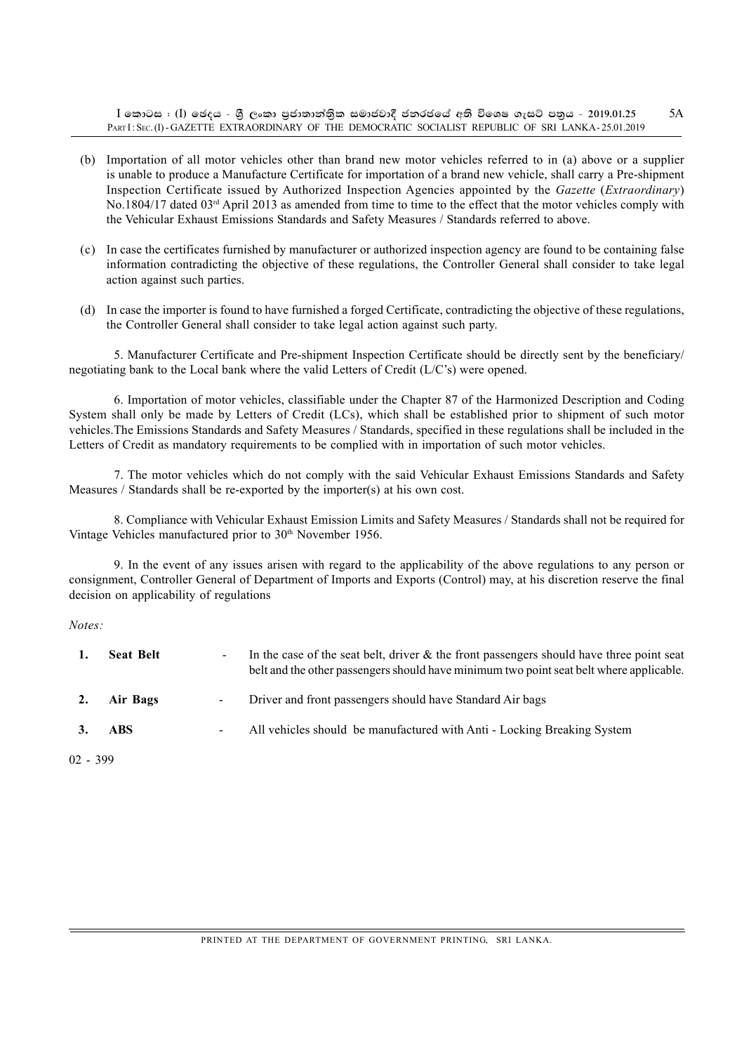(b) Importation of all motor vehicles other than brand new motor vehicles referred to in (a) above or a supplier is unable to produce a Manufacture Certificate for importation of a brand new vehicle, shall carry a Pre-shipment Inspection Certificate issued by Authorized Inspection Agencies appointed by the *Gazette* (*Extraordinary*) No.1804/17 dated 03rd April 2013 as amended from time to time to the effect that the motor vehicles comply with the Vehicular Exhaust Emissions Standards and Safety Measures / Standards referred to above.

(c) In case the certificates furnished by manufacturer or authorized inspection agency are found to be containing false information contradicting the objective of these regulations, the Controller General shall consider to take legal action against such parties.

(d) In case the importer is found to have furnished a forged Certificate, contradicting the objective of these regulations, the Controller General shall consider to take legal action against such party.

5. Manufacturer Certificate and Pre-shipment Inspection Certificate should be directly sent by the beneficiary/ negotiating bank to the Local bank where the valid Letters of Credit (L/C's) were opened.

6. Importation of motor vehicles, classifiable under the Chapter 87 of the Harmonized Description and Coding System shall only be made by Letters of Credit (LCs), which shall be established prior to shipment of such motor vehicles.The Emissions Standards and Safety Measures / Standards, specified in these regulations shall be included in the Letters of Credit as mandatory requirements to be complied with in importation of such motor vehicles.

7. The motor vehicles which do not comply with the said Vehicular Exhaust Emissions Standards and Safety Measures / Standards shall be re-exported by the importer(s) at his own cost.

8. Compliance with Vehicular Exhaust Emission Limits and Safety Measures / Standards shall not be required for Vintage Vehicles manufactured prior to 30th November 1956.

9. In the event of any issues arisen with regard to the applicability of the above regulations to any person or consignment, Controller General of Department of Imports and Exports (Control) may, at his discretion reserve the final decision on applicability of regulations

*Notes:*

| | | | |
|---|---|---|---|
| 1. | **Seat Belt** | - | In the case of the seat belt, driver & the front passengers should have three point seat belt and the other passengers should have minimum two point seat belt where applicable. |
| 2. | **Air Bags** | - | Driver and front passengers should have Standard Air bags |
| 3. | **ABS** | - | All vehicles should be manufactured with Anti - Locking Breaking System |

02 - 399

PRINTED AT THE DEPARTMENT OF GOVERNMENT PRINTING, SRI LANKA.